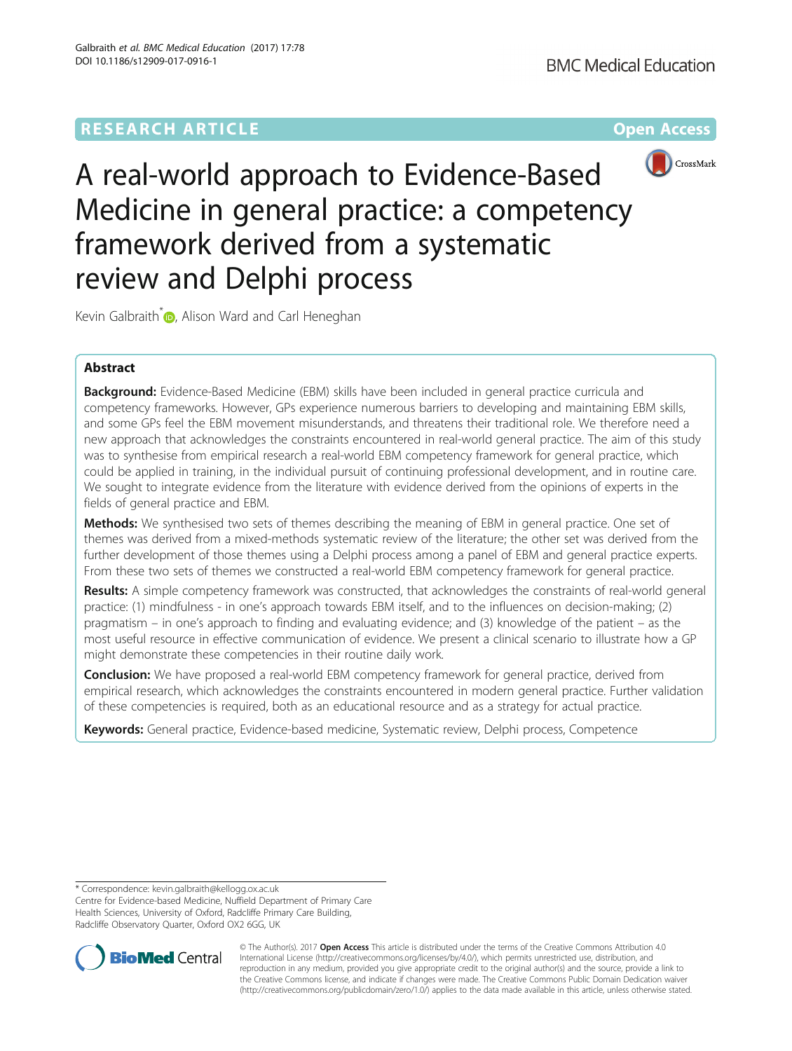RESEARCH ARTICLE

Open Access

# A real-world approach to Evidence-Based Medicine in general practice: a competency framework derived from a systematic review and Delphi process

Kevin Galbraith*, Alison Ward and Carl Heneghan

## Abstract

**Background:** Evidence-Based Medicine (EBM) skills have been included in general practice curricula and competency frameworks. However, GPs experience numerous barriers to developing and maintaining EBM skills, and some GPs feel the EBM movement misunderstands, and threatens their traditional role. We therefore need a new approach that acknowledges the constraints encountered in real-world general practice. The aim of this study was to synthesise from empirical research a real-world EBM competency framework for general practice, which could be applied in training, in the individual pursuit of continuing professional development, and in routine care. We sought to integrate evidence from the literature with evidence derived from the opinions of experts in the fields of general practice and EBM.

**Methods:** We synthesised two sets of themes describing the meaning of EBM in general practice. One set of themes was derived from a mixed-methods systematic review of the literature; the other set was derived from the further development of those themes using a Delphi process among a panel of EBM and general practice experts. From these two sets of themes we constructed a real-world EBM competency framework for general practice.

**Results:** A simple competency framework was constructed, that acknowledges the constraints of real-world general practice: (1) mindfulness - in one's approach towards EBM itself, and to the influences on decision-making; (2) pragmatism – in one's approach to finding and evaluating evidence; and (3) knowledge of the patient – as the most useful resource in effective communication of evidence. We present a clinical scenario to illustrate how a GP might demonstrate these competencies in their routine daily work.

**Conclusion:** We have proposed a real-world EBM competency framework for general practice, derived from empirical research, which acknowledges the constraints encountered in modern general practice. Further validation of these competencies is required, both as an educational resource and as a strategy for actual practice.

**Keywords:** General practice, Evidence-based medicine, Systematic review, Delphi process, Competence

* Correspondence: kevin.galbraith@kellogg.ox.ac.uk
Centre for Evidence-based Medicine, Nuffield Department of Primary Care Health Sciences, University of Oxford, Radcliffe Primary Care Building, Radcliffe Observatory Quarter, Oxford OX2 6GG, UK

© The Author(s). 2017 **Open Access** This article is distributed under the terms of the Creative Commons Attribution 4.0 International License (http://creativecommons.org/licenses/by/4.0/), which permits unrestricted use, distribution, and reproduction in any medium, provided you give appropriate credit to the original author(s) and the source, provide a link to the Creative Commons license, and indicate if changes were made. The Creative Commons Public Domain Dedication waiver (http://creativecommons.org/publicdomain/zero/1.0/) applies to the data made available in this article, unless otherwise stated.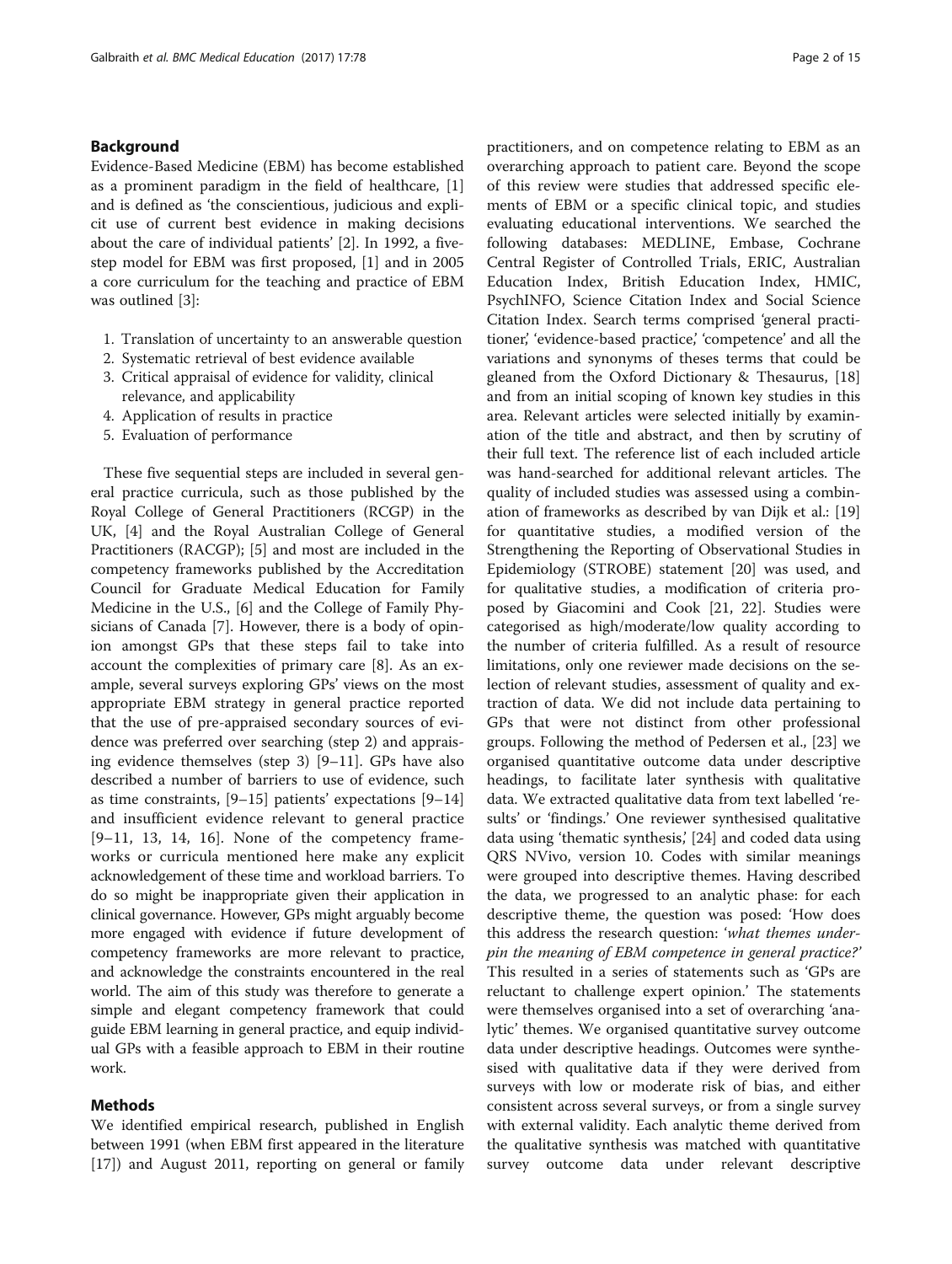## Background

Evidence-Based Medicine (EBM) has become established as a prominent paradigm in the field of healthcare, [1] and is defined as 'the conscientious, judicious and explicit use of current best evidence in making decisions about the care of individual patients' [2]. In 1992, a five-step model for EBM was first proposed, [1] and in 2005 a core curriculum for the teaching and practice of EBM was outlined [3]:

1. Translation of uncertainty to an answerable question
2. Systematic retrieval of best evidence available
3. Critical appraisal of evidence for validity, clinical relevance, and applicability
4. Application of results in practice
5. Evaluation of performance

These five sequential steps are included in several general practice curricula, such as those published by the Royal College of General Practitioners (RCGP) in the UK, [4] and the Royal Australian College of General Practitioners (RACGP); [5] and most are included in the competency frameworks published by the Accreditation Council for Graduate Medical Education for Family Medicine in the U.S., [6] and the College of Family Physicians of Canada [7]. However, there is a body of opinion amongst GPs that these steps fail to take into account the complexities of primary care [8]. As an example, several surveys exploring GPs' views on the most appropriate EBM strategy in general practice reported that the use of pre-appraised secondary sources of evidence was preferred over searching (step 2) and appraising evidence themselves (step 3) [9–11]. GPs have also described a number of barriers to use of evidence, such as time constraints, [9–15] patients' expectations [9–14] and insufficient evidence relevant to general practice [9–11, 13, 14, 16]. None of the competency frameworks or curricula mentioned here make any explicit acknowledgement of these time and workload barriers. To do so might be inappropriate given their application in clinical governance. However, GPs might arguably become more engaged with evidence if future development of competency frameworks are more relevant to practice, and acknowledge the constraints encountered in the real world. The aim of this study was therefore to generate a simple and elegant competency framework that could guide EBM learning in general practice, and equip individual GPs with a feasible approach to EBM in their routine work.

## Methods

We identified empirical research, published in English between 1991 (when EBM first appeared in the literature [17]) and August 2011, reporting on general or family practitioners, and on competence relating to EBM as an overarching approach to patient care. Beyond the scope of this review were studies that addressed specific elements of EBM or a specific clinical topic, and studies evaluating educational interventions. We searched the following databases: MEDLINE, Embase, Cochrane Central Register of Controlled Trials, ERIC, Australian Education Index, British Education Index, HMIC, PsychINFO, Science Citation Index and Social Science Citation Index. Search terms comprised 'general practitioner,' 'evidence-based practice,' 'competence' and all the variations and synonyms of theses terms that could be gleaned from the Oxford Dictionary & Thesaurus, [18] and from an initial scoping of known key studies in this area. Relevant articles were selected initially by examination of the title and abstract, and then by scrutiny of their full text. The reference list of each included article was hand-searched for additional relevant articles. The quality of included studies was assessed using a combination of frameworks as described by van Dijk et al.: [19] for quantitative studies, a modified version of the Strengthening the Reporting of Observational Studies in Epidemiology (STROBE) statement [20] was used, and for qualitative studies, a modification of criteria proposed by Giacomini and Cook [21, 22]. Studies were categorised as high/moderate/low quality according to the number of criteria fulfilled. As a result of resource limitations, only one reviewer made decisions on the selection of relevant studies, assessment of quality and extraction of data. We did not include data pertaining to GPs that were not distinct from other professional groups. Following the method of Pedersen et al., [23] we organised quantitative outcome data under descriptive headings, to facilitate later synthesis with qualitative data. We extracted qualitative data from text labelled 'results' or 'findings.' One reviewer synthesised qualitative data using 'thematic synthesis,' [24] and coded data using QRS NVivo, version 10. Codes with similar meanings were grouped into descriptive themes. Having described the data, we progressed to an analytic phase: for each descriptive theme, the question was posed: 'How does this address the research question: '*what themes underpin the meaning of EBM competence in general practice?*' This resulted in a series of statements such as 'GPs are reluctant to challenge expert opinion.' The statements were themselves organised into a set of overarching 'analytic' themes. We organised quantitative survey outcome data under descriptive headings. Outcomes were synthesised with qualitative data if they were derived from surveys with low or moderate risk of bias, and either consistent across several surveys, or from a single survey with external validity. Each analytic theme derived from the qualitative synthesis was matched with quantitative survey outcome data under relevant descriptive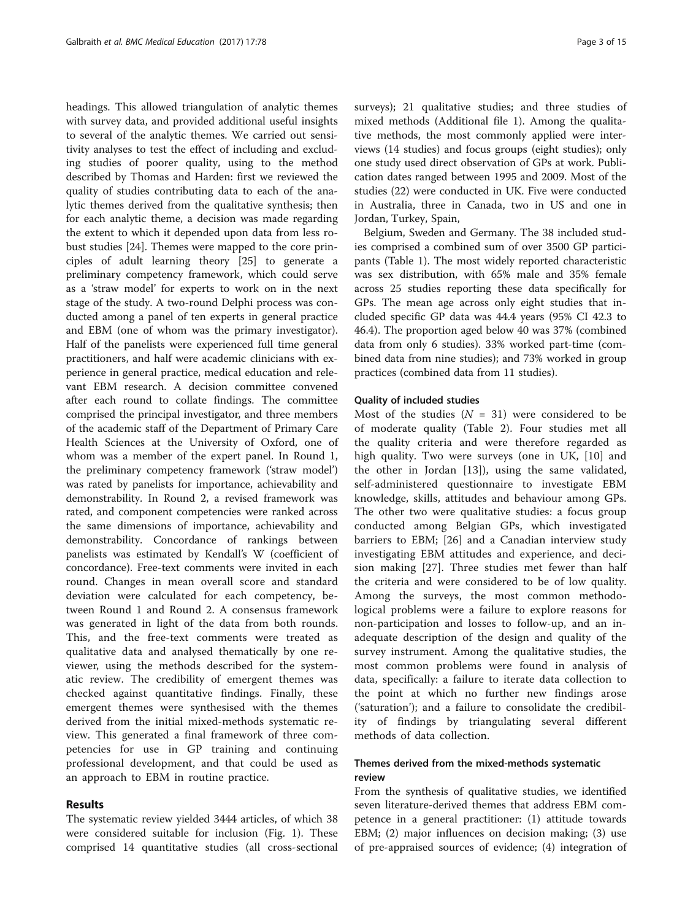headings. This allowed triangulation of analytic themes with survey data, and provided additional useful insights to several of the analytic themes. We carried out sensitivity analyses to test the effect of including and excluding studies of poorer quality, using to the method described by Thomas and Harden: first we reviewed the quality of studies contributing data to each of the analytic themes derived from the qualitative synthesis; then for each analytic theme, a decision was made regarding the extent to which it depended upon data from less robust studies [24]. Themes were mapped to the core principles of adult learning theory [25] to generate a preliminary competency framework, which could serve as a 'straw model' for experts to work on in the next stage of the study. A two-round Delphi process was conducted among a panel of ten experts in general practice and EBM (one of whom was the primary investigator). Half of the panelists were experienced full time general practitioners, and half were academic clinicians with experience in general practice, medical education and relevant EBM research. A decision committee convened after each round to collate findings. The committee comprised the principal investigator, and three members of the academic staff of the Department of Primary Care Health Sciences at the University of Oxford, one of whom was a member of the expert panel. In Round 1, the preliminary competency framework ('straw model') was rated by panelists for importance, achievability and demonstrability. In Round 2, a revised framework was rated, and component competencies were ranked across the same dimensions of importance, achievability and demonstrability. Concordance of rankings between panelists was estimated by Kendall's W (coefficient of concordance). Free-text comments were invited in each round. Changes in mean overall score and standard deviation were calculated for each competency, between Round 1 and Round 2. A consensus framework was generated in light of the data from both rounds. This, and the free-text comments were treated as qualitative data and analysed thematically by one reviewer, using the methods described for the systematic review. The credibility of emergent themes was checked against quantitative findings. Finally, these emergent themes were synthesised with the themes derived from the initial mixed-methods systematic review. This generated a final framework of three competencies for use in GP training and continuing professional development, and that could be used as an approach to EBM in routine practice.

## Results

The systematic review yielded 3444 articles, of which 38 were considered suitable for inclusion (Fig. 1). These comprised 14 quantitative studies (all cross-sectional surveys); 21 qualitative studies; and three studies of mixed methods (Additional file 1). Among the qualitative methods, the most commonly applied were interviews (14 studies) and focus groups (eight studies); only one study used direct observation of GPs at work. Publication dates ranged between 1995 and 2009. Most of the studies (22) were conducted in UK. Five were conducted in Australia, three in Canada, two in US and one in Jordan, Turkey, Spain,

Belgium, Sweden and Germany. The 38 included studies comprised a combined sum of over 3500 GP participants (Table 1). The most widely reported characteristic was sex distribution, with 65% male and 35% female across 25 studies reporting these data specifically for GPs. The mean age across only eight studies that included specific GP data was 44.4 years (95% CI 42.3 to 46.4). The proportion aged below 40 was 37% (combined data from only 6 studies). 33% worked part-time (combined data from nine studies); and 73% worked in group practices (combined data from 11 studies).

### Quality of included studies

Most of the studies ($N = 31$) were considered to be of moderate quality (Table 2). Four studies met all the quality criteria and were therefore regarded as high quality. Two were surveys (one in UK, [10] and the other in Jordan [13]), using the same validated, self-administered questionnaire to investigate EBM knowledge, skills, attitudes and behaviour among GPs. The other two were qualitative studies: a focus group conducted among Belgian GPs, which investigated barriers to EBM; [26] and a Canadian interview study investigating EBM attitudes and experience, and decision making [27]. Three studies met fewer than half the criteria and were considered to be of low quality. Among the surveys, the most common methodological problems were a failure to explore reasons for non-participation and losses to follow-up, and an inadequate description of the design and quality of the survey instrument. Among the qualitative studies, the most common problems were found in analysis of data, specifically: a failure to iterate data collection to the point at which no further new findings arose ('saturation'); and a failure to consolidate the credibility of findings by triangulating several different methods of data collection.

### Themes derived from the mixed-methods systematic review

From the synthesis of qualitative studies, we identified seven literature-derived themes that address EBM competence in a general practitioner: (1) attitude towards EBM; (2) major influences on decision making; (3) use of pre-appraised sources of evidence; (4) integration of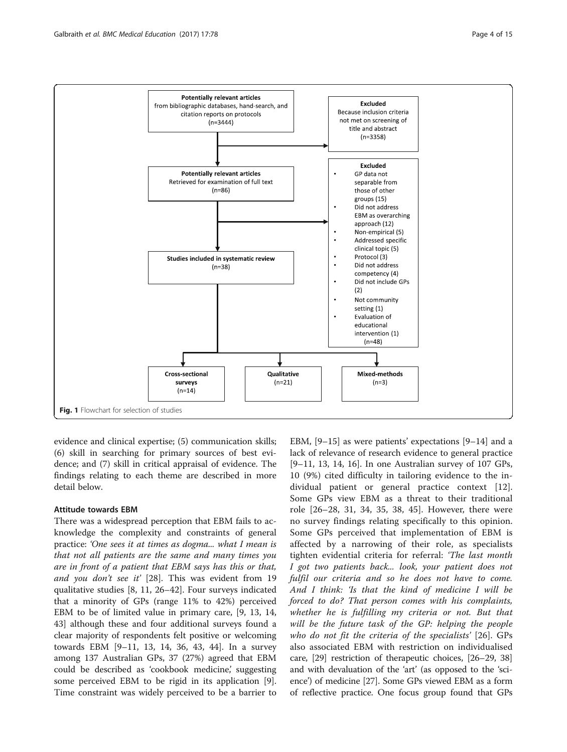Potentially relevant articles from bibliographic databases, hand-search, and citation reports on protocols (n=3444)

Excluded: Because inclusion criteria not met on screening of title and abstract (n=3358)

Potentially relevant articles Retrieved for examination of full text (n=86)

Excluded
- GP data not separable from those of other groups (15)
- Did not address EBM as overarching approach (12)
- Non-empirical (5)
- Addressed specific clinical topic (5)
- Protocol (3)
- Did not address competency (4)
- Did not include GPs (2)
- Not community setting (1)
- Evaluation of educational intervention (1)

(n=48)

Studies included in systematic review (n=38)

Cross-sectional surveys (n=14) | Qualitative (n=21) | Mixed-methods (n=3)

**Fig. 1** Flowchart for selection of studies

evidence and clinical expertise; (5) communication skills; (6) skill in searching for primary sources of best evidence; and (7) skill in critical appraisal of evidence. The findings relating to each theme are described in more detail below.

### Attitude towards EBM

There was a widespread perception that EBM fails to acknowledge the complexity and constraints of general practice: *'One sees it at times as dogma... what I mean is that not all patients are the same and many times you are in front of a patient that EBM says has this or that, and you don't see it'* [28]. This was evident from 19 qualitative studies [8, 11, 26–42]. Four surveys indicated that a minority of GPs (range 11% to 42%) perceived EBM to be of limited value in primary care, [9, 13, 14, 43] although these and four additional surveys found a clear majority of respondents felt positive or welcoming towards EBM [9–11, 13, 14, 36, 43, 44]. In a survey among 137 Australian GPs, 37 (27%) agreed that EBM could be described as 'cookbook medicine,' suggesting some perceived EBM to be rigid in its application [9]. Time constraint was widely perceived to be a barrier to EBM, [9–15] as were patients' expectations [9–14] and a lack of relevance of research evidence to general practice [9–11, 13, 14, 16]. In one Australian survey of 107 GPs, 10 (9%) cited difficulty in tailoring evidence to the individual patient or general practice context [12]. Some GPs view EBM as a threat to their traditional role [26–28, 31, 34, 35, 38, 45]. However, there were no survey findings relating specifically to this opinion. Some GPs perceived that implementation of EBM is affected by a narrowing of their role, as specialists tighten evidential criteria for referral: *'The last month I got two patients back... look, your patient does not fulfil our criteria and so he does not have to come. And I think: 'Is that the kind of medicine I will be forced to do? That person comes with his complaints, whether he is fulfilling my criteria or not. But that will be the future task of the GP: helping the people who do not fit the criteria of the specialists'* [26]. GPs also associated EBM with restriction on individualised care, [29] restriction of therapeutic choices, [26–29, 38] and with devaluation of the 'art' (as opposed to the 'science') of medicine [27]. Some GPs viewed EBM as a form of reflective practice. One focus group found that GPs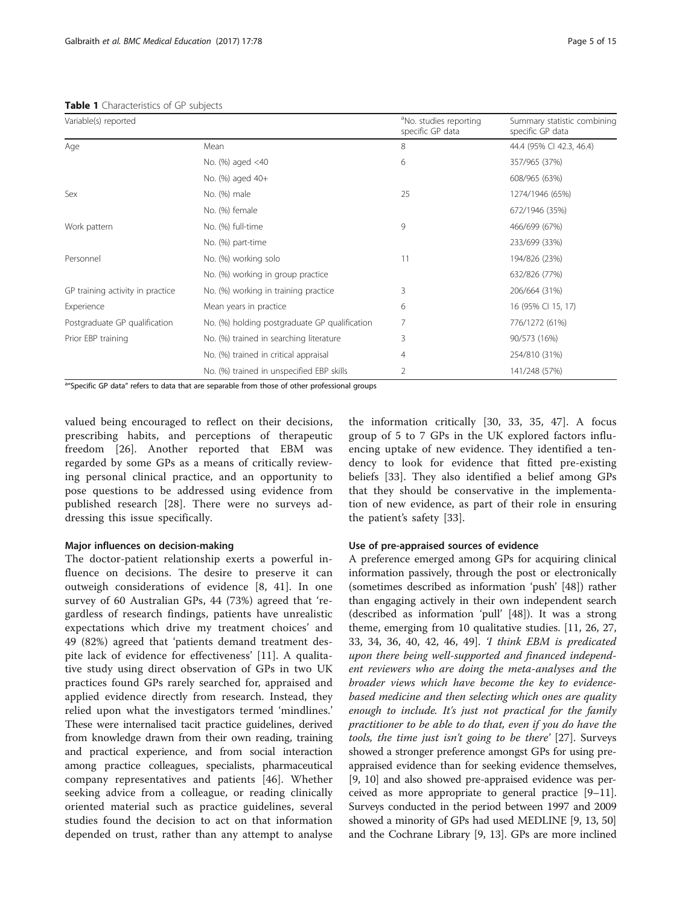**Table 1** Characteristics of GP subjects

| Variable(s) reported | | [a]No. studies reporting specific GP data | Summary statistic combining specific GP data |
|---|---|---|---|
| Age | Mean | 8 | 44.4 (95% CI 42.3, 46.4) |
| | No. (%) aged <40 | 6 | 357/965 (37%) |
| | No. (%) aged 40+ | | 608/965 (63%) |
| Sex | No. (%) male | 25 | 1274/1946 (65%) |
| | No. (%) female | | 672/1946 (35%) |
| Work pattern | No. (%) full-time | 9 | 466/699 (67%) |
| | No. (%) part-time | | 233/699 (33%) |
| Personnel | No. (%) working solo | 11 | 194/826 (23%) |
| | No. (%) working in group practice | | 632/826 (77%) |
| GP training activity in practice | No. (%) working in training practice | 3 | 206/664 (31%) |
| Experience | Mean years in practice | 6 | 16 (95% CI 15, 17) |
| Postgraduate GP qualification | No. (%) holding postgraduate GP qualification | 7 | 776/1272 (61%) |
| Prior EBP training | No. (%) trained in searching literature | 3 | 90/573 (16%) |
| | No. (%) trained in critical appraisal | 4 | 254/810 (31%) |
| | No. (%) trained in unspecified EBP skills | 2 | 141/248 (57%) |

[a]"Specific GP data" refers to data that are separable from those of other professional groups

valued being encouraged to reflect on their decisions, prescribing habits, and perceptions of therapeutic freedom [26]. Another reported that EBM was regarded by some GPs as a means of critically reviewing personal clinical practice, and an opportunity to pose questions to be addressed using evidence from published research [28]. There were no surveys addressing this issue specifically.

#### Major influences on decision-making

The doctor-patient relationship exerts a powerful influence on decisions. The desire to preserve it can outweigh considerations of evidence [8, 41]. In one survey of 60 Australian GPs, 44 (73%) agreed that 'regardless of research findings, patients have unrealistic expectations which drive my treatment choices' and 49 (82%) agreed that 'patients demand treatment despite lack of evidence for effectiveness' [11]. A qualitative study using direct observation of GPs in two UK practices found GPs rarely searched for, appraised and applied evidence directly from research. Instead, they relied upon what the investigators termed 'mindlines.' These were internalised tacit practice guidelines, derived from knowledge drawn from their own reading, training and practical experience, and from social interaction among practice colleagues, specialists, pharmaceutical company representatives and patients [46]. Whether seeking advice from a colleague, or reading clinically oriented material such as practice guidelines, several studies found the decision to act on that information depended on trust, rather than any attempt to analyse the information critically [30, 33, 35, 47]. A focus group of 5 to 7 GPs in the UK explored factors influencing uptake of new evidence. They identified a tendency to look for evidence that fitted pre-existing beliefs [33]. They also identified a belief among GPs that they should be conservative in the implementation of new evidence, as part of their role in ensuring the patient's safety [33].

#### Use of pre-appraised sources of evidence

A preference emerged among GPs for acquiring clinical information passively, through the post or electronically (sometimes described as information 'push' [48]) rather than engaging actively in their own independent search (described as information 'pull' [48]). It was a strong theme, emerging from 10 qualitative studies. [11, 26, 27, 33, 34, 36, 40, 42, 46, 49]. *'I think EBM is predicated upon there being well-supported and financed independent reviewers who are doing the meta-analyses and the broader views which have become the key to evidence-based medicine and then selecting which ones are quality enough to include. It's just not practical for the family practitioner to be able to do that, even if you do have the tools, the time just isn't going to be there'* [27]. Surveys showed a stronger preference amongst GPs for using pre-appraised evidence than for seeking evidence themselves, [9, 10] and also showed pre-appraised evidence was perceived as more appropriate to general practice [9–11]. Surveys conducted in the period between 1997 and 2009 showed a minority of GPs had used MEDLINE [9, 13, 50] and the Cochrane Library [9, 13]. GPs are more inclined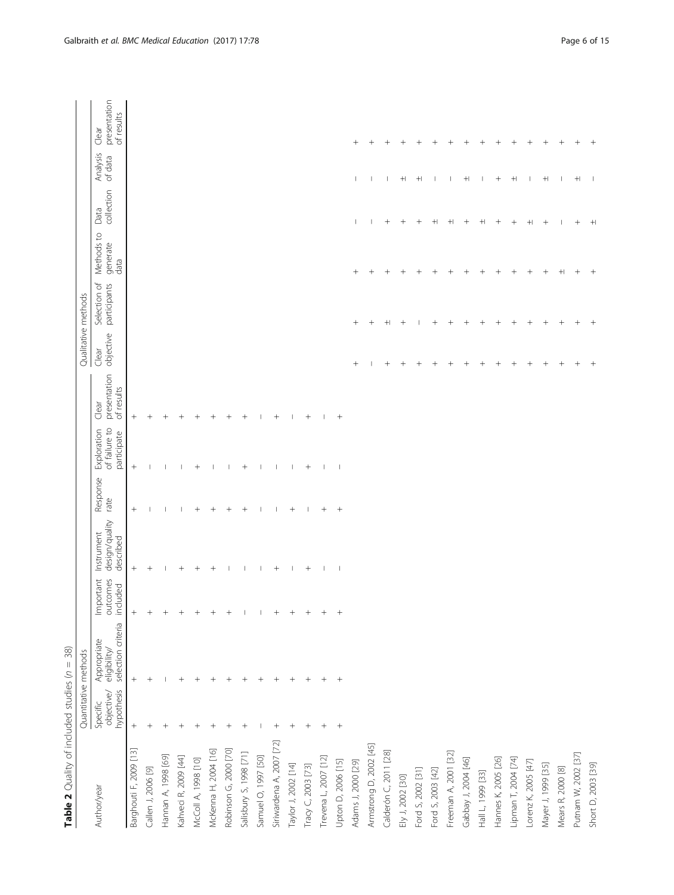**Table 2** Quality of included studies (*n* = 38)

| Author/year | Quantitative methods | | | | | | | Qualitative methods | | | | | |
|---|---|---|---|---|---|---|---|---|---|---|---|---|---|
| | Specific objective/ hypothesis | Appropriate eligibility/ selection criteria | Important outcomes included | Instrument design/quality described | Response rate | Exploration of failure to participate | Clear presentation of results | Clear objective | Selection of participants | Methods to generate data | Data collection | Analysis of data | Clear presentation of results |
| Barghouti F, 2009 [13] | + | + | + | + | + | + | + | | | | | | |
| Callen J, 2006 [9] | + | + | + | + | − | − | + | | | | | | |
| Hannan A, 1998 [69] | + | − | + | − | − | − | + | | | | | | |
| Kahveci R, 2009 [44] | + | + | + | + | − | − | + | | | | | | |
| McColl A, 1998 [10] | + | + | + | + | + | + | + | | | | | | |
| McKenna H, 2004 [16] | + | + | + | + | + | − | + | | | | | | |
| Robinson G, 2000 [70] | + | + | + | − | + | − | + | | | | | | |
| Salisbury S, 1998 [71] | + | + | − | − | + | + | + | | | | | | |
| Samuel O, 1997 [50] | − | + | − | − | − | − | − | | | | | | |
| Siriwardena A, 2007 [72] | + | + | + | + | − | − | + | | | | | | |
| Taylor J, 2002 [14] | + | + | + | − | + | − | − | | | | | | |
| Tracy C, 2003 [73] | + | + | + | + | − | + | + | | | | | | |
| Trevena L, 2007 [12] | + | + | + | − | + | − | − | | | | | | |
| Upton D, 2006 [15] | + | + | + | − | + | − | + | | | | | | |
| Adams J, 2000 [29] | | | | | | | | + | + | + | − | − | + |
| Armstrong D, 2002 [45] | | | | | | | | − | + | + | − | − | + |
| Calderón C, 2011 [28] | | | | | | | | + | ± | + | + | − | + |
| Ely J, 2002 [30] | | | | | | | | + | + | + | + | ± | + |
| Ford S, 2002 [31] | | | | | | | | + | − | + | + | ± | + |
| Ford S, 2003 [42] | | | | | | | | + | + | + | ± | − | + |
| Freeman A, 2001 [32] | | | | | | | | + | + | + | ± | − | + |
| Gabbay J, 2004 [46] | | | | | | | | + | + | + | + | ± | + |
| Hall L, 1999 [33] | | | | | | | | + | + | + | ± | − | + |
| Hannes K, 2005 [26] | | | | | | | | + | + | + | + | + | + |
| Lipman T, 2004 [74] | | | | | | | | + | + | + | + | ± | + |
| Lorenz K, 2005 [47] | | | | | | | | + | + | + | ± | − | + |
| Mayer J, 1999 [35] | | | | | | | | + | + | + | + | ± | + |
| Mears R, 2000 [8] | | | | | | | | + | + | ± | − | − | + |
| Putnam W, 2002 [37] | | | | | | | | + | + | + | + | ± | + |
| Short D, 2003 [39] | | | | | | | | + | + | + | ± | − | + |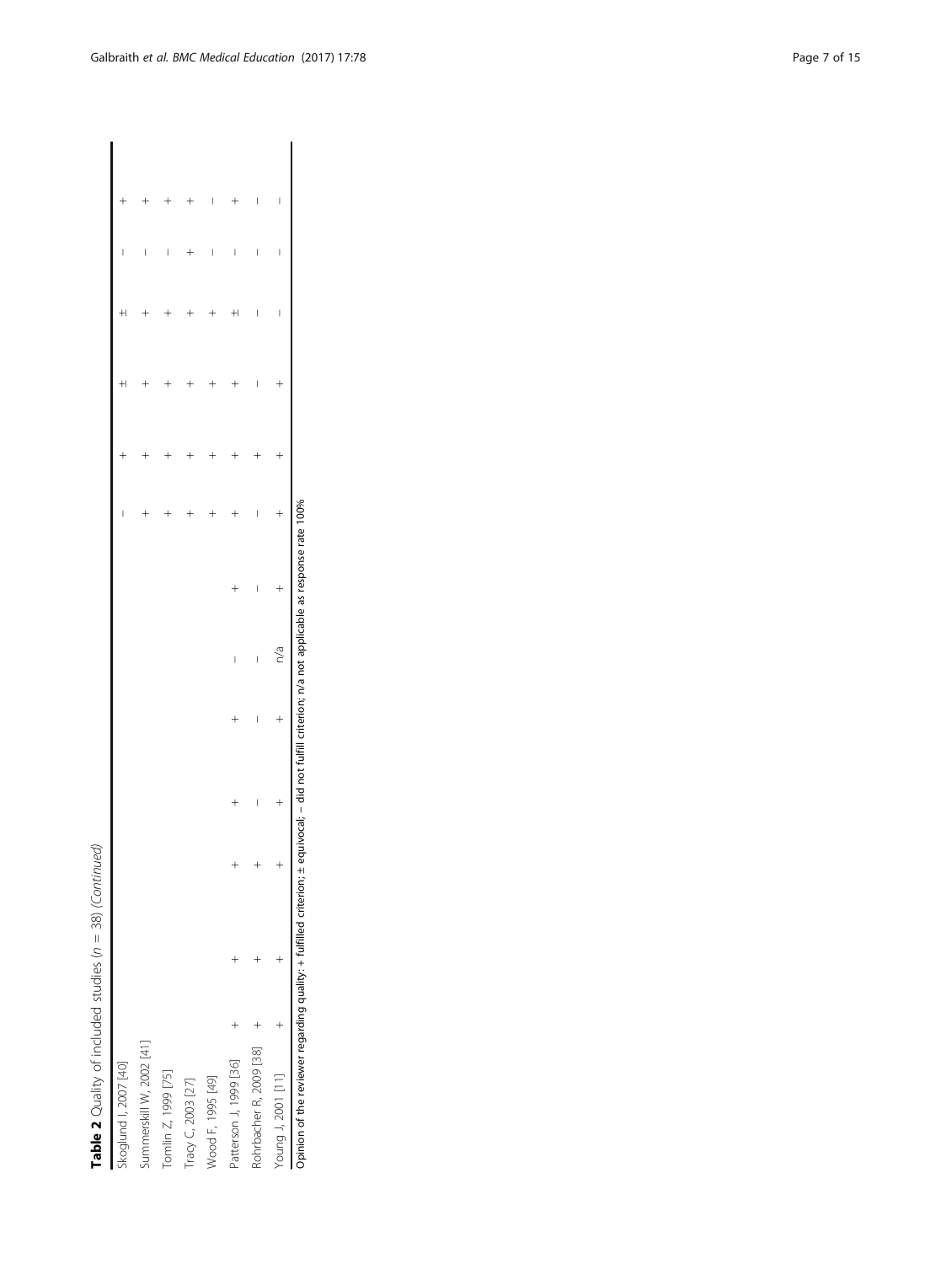**Table 2** Quality of included studies ($n$ = 38) *(Continued)*

| Study | | | | | | | | | | | | | |
|---|---|---|---|---|---|---|---|---|---|---|---|---|---|
| Skoglund I, 2007 [40] | | | | | | | | − | + | ± | ± | − | + |
| Summerskill W, 2002 [41] | | | | | | | | + | + | + | + | − | + |
| Tomlin Z, 1999 [75] | | | | | | | | + | + | + | + | − | + |
| Tracy C, 2003 [27] | | | | | | | | + | + | + | + | + | + |
| Wood F, 1995 [49] | | | | | | | | + | + | + | + | − | − |
| Patterson J, 1999 [36] | + | + | + | + | + | − | + | + | + | + | ± | − | + |
| Rohrbacher R, 2009 [38] | + | + | + | − | − | − | − | − | + | − | − | − | − |
| Young J, 2001 [11] | + | + | + | + | + | n/a | + | + | + | + | − | − | − |

Opinion of the reviewer regarding quality: + fulfilled criterion; ± equivocal; − did not fulfill criterion; n/a not applicable as response rate 100%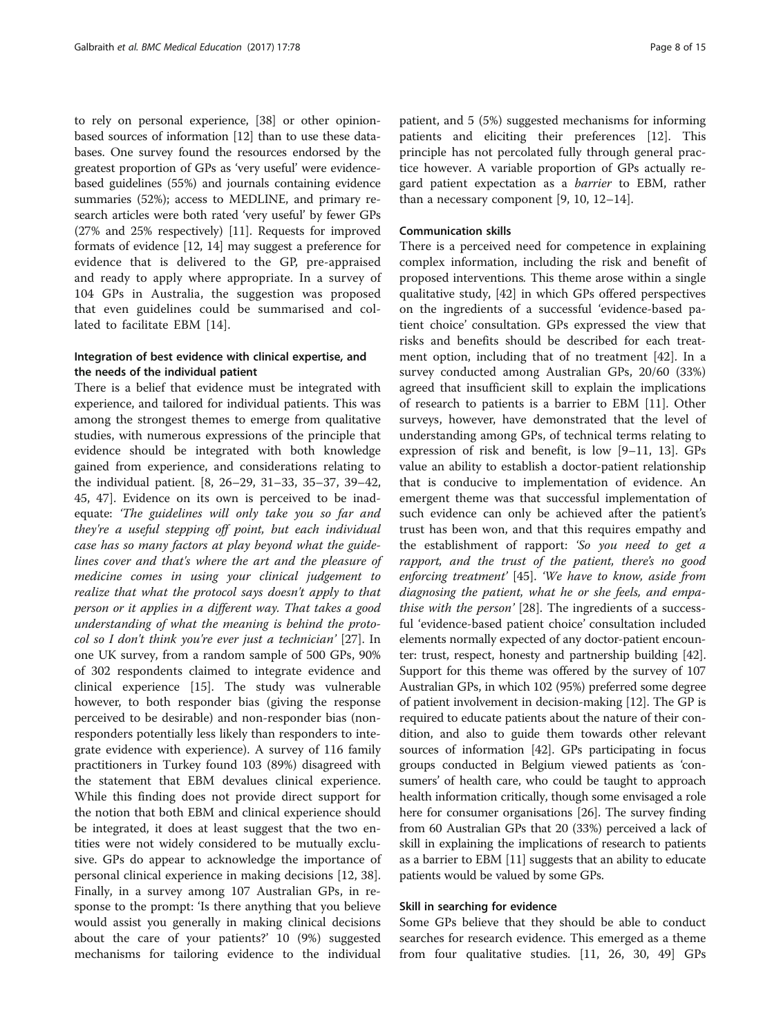to rely on personal experience, [38] or other opinion-based sources of information [12] than to use these databases. One survey found the resources endorsed by the greatest proportion of GPs as 'very useful' were evidence-based guidelines (55%) and journals containing evidence summaries (52%); access to MEDLINE, and primary research articles were both rated 'very useful' by fewer GPs (27% and 25% respectively) [11]. Requests for improved formats of evidence [12, 14] may suggest a preference for evidence that is delivered to the GP, pre-appraised and ready to apply where appropriate. In a survey of 104 GPs in Australia, the suggestion was proposed that even guidelines could be summarised and collated to facilitate EBM [14].

### Integration of best evidence with clinical expertise, and the needs of the individual patient

There is a belief that evidence must be integrated with experience, and tailored for individual patients. This was among the strongest themes to emerge from qualitative studies, with numerous expressions of the principle that evidence should be integrated with both knowledge gained from experience, and considerations relating to the individual patient. [8, 26–29, 31–33, 35–37, 39–42, 45, 47]. Evidence on its own is perceived to be inadequate: *'The guidelines will only take you so far and they're a useful stepping off point, but each individual case has so many factors at play beyond what the guidelines cover and that's where the art and the pleasure of medicine comes in using your clinical judgement to realize that what the protocol says doesn't apply to that person or it applies in a different way. That takes a good understanding of what the meaning is behind the protocol so I don't think you're ever just a technician'* [27]. In one UK survey, from a random sample of 500 GPs, 90% of 302 respondents claimed to integrate evidence and clinical experience [15]. The study was vulnerable however, to both responder bias (giving the response perceived to be desirable) and non-responder bias (non-responders potentially less likely than responders to integrate evidence with experience). A survey of 116 family practitioners in Turkey found 103 (89%) disagreed with the statement that EBM devalues clinical experience. While this finding does not provide direct support for the notion that both EBM and clinical experience should be integrated, it does at least suggest that the two entities were not widely considered to be mutually exclusive. GPs do appear to acknowledge the importance of personal clinical experience in making decisions [12, 38]. Finally, in a survey among 107 Australian GPs, in response to the prompt: 'Is there anything that you believe would assist you generally in making clinical decisions about the care of your patients?' 10 (9%) suggested mechanisms for tailoring evidence to the individual patient, and 5 (5%) suggested mechanisms for informing patients and eliciting their preferences [12]. This principle has not percolated fully through general practice however. A variable proportion of GPs actually regard patient expectation as a *barrier* to EBM, rather than a necessary component [9, 10, 12–14].

### Communication skills

There is a perceived need for competence in explaining complex information, including the risk and benefit of proposed interventions. This theme arose within a single qualitative study, [42] in which GPs offered perspectives on the ingredients of a successful 'evidence-based patient choice' consultation. GPs expressed the view that risks and benefits should be described for each treatment option, including that of no treatment [42]. In a survey conducted among Australian GPs, 20/60 (33%) agreed that insufficient skill to explain the implications of research to patients is a barrier to EBM [11]. Other surveys, however, have demonstrated that the level of understanding among GPs, of technical terms relating to expression of risk and benefit, is low [9–11, 13]. GPs value an ability to establish a doctor-patient relationship that is conducive to implementation of evidence. An emergent theme was that successful implementation of such evidence can only be achieved after the patient's trust has been won, and that this requires empathy and the establishment of rapport: *'So you need to get a rapport, and the trust of the patient, there's no good enforcing treatment'* [45]. *'We have to know, aside from diagnosing the patient, what he or she feels, and empathise with the person'* [28]. The ingredients of a successful 'evidence-based patient choice' consultation included elements normally expected of any doctor-patient encounter: trust, respect, honesty and partnership building [42]. Support for this theme was offered by the survey of 107 Australian GPs, in which 102 (95%) preferred some degree of patient involvement in decision-making [12]. The GP is required to educate patients about the nature of their condition, and also to guide them towards other relevant sources of information [42]. GPs participating in focus groups conducted in Belgium viewed patients as 'consumers' of health care, who could be taught to approach health information critically, though some envisaged a role here for consumer organisations [26]. The survey finding from 60 Australian GPs that 20 (33%) perceived a lack of skill in explaining the implications of research to patients as a barrier to EBM [11] suggests that an ability to educate patients would be valued by some GPs.

### Skill in searching for evidence

Some GPs believe that they should be able to conduct searches for research evidence. This emerged as a theme from four qualitative studies. [11, 26, 30, 49] GPs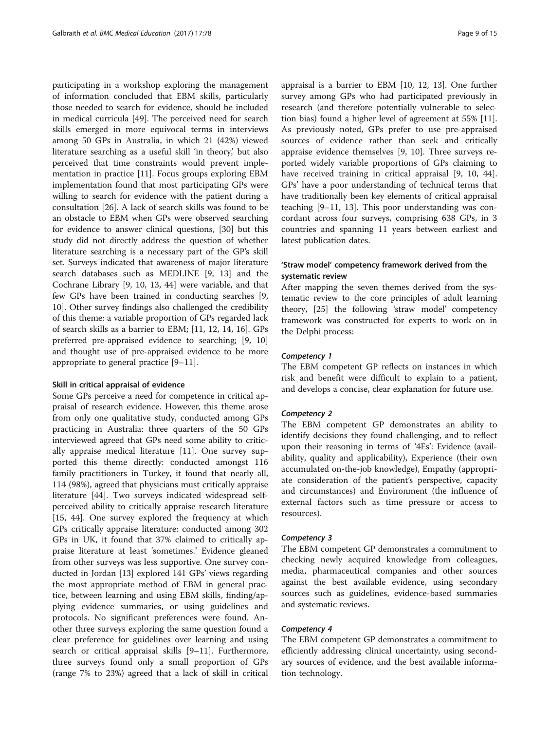participating in a workshop exploring the management of information concluded that EBM skills, particularly those needed to search for evidence, should be included in medical curricula [49]. The perceived need for search skills emerged in more equivocal terms in interviews among 50 GPs in Australia, in which 21 (42%) viewed literature searching as a useful skill 'in theory,' but also perceived that time constraints would prevent implementation in practice [11]. Focus groups exploring EBM implementation found that most participating GPs were willing to search for evidence with the patient during a consultation [26]. A lack of search skills was found to be an obstacle to EBM when GPs were observed searching for evidence to answer clinical questions, [30] but this study did not directly address the question of whether literature searching is a necessary part of the GP's skill set. Surveys indicated that awareness of major literature search databases such as MEDLINE [9, 13] and the Cochrane Library [9, 10, 13, 44] were variable, and that few GPs have been trained in conducting searches [9, 10]. Other survey findings also challenged the credibility of this theme: a variable proportion of GPs regarded lack of search skills as a barrier to EBM; [11, 12, 14, 16]. GPs preferred pre-appraised evidence to searching; [9, 10] and thought use of pre-appraised evidence to be more appropriate to general practice [9–11].

#### Skill in critical appraisal of evidence

Some GPs perceive a need for competence in critical appraisal of research evidence. However, this theme arose from only one qualitative study, conducted among GPs practicing in Australia: three quarters of the 50 GPs interviewed agreed that GPs need some ability to critically appraise medical literature [11]. One survey supported this theme directly: conducted amongst 116 family practitioners in Turkey, it found that nearly all, 114 (98%), agreed that physicians must critically appraise literature [44]. Two surveys indicated widespread self-perceived ability to critically appraise research literature [15, 44]. One survey explored the frequency at which GPs critically appraise literature: conducted among 302 GPs in UK, it found that 37% claimed to critically appraise literature at least 'sometimes.' Evidence gleaned from other surveys was less supportive. One survey conducted in Jordan [13] explored 141 GPs' views regarding the most appropriate method of EBM in general practice, between learning and using EBM skills, finding/applying evidence summaries, or using guidelines and protocols. No significant preferences were found. Another three surveys exploring the same question found a clear preference for guidelines over learning and using search or critical appraisal skills [9–11]. Furthermore, three surveys found only a small proportion of GPs (range 7% to 23%) agreed that a lack of skill in critical appraisal is a barrier to EBM [10, 12, 13]. One further survey among GPs who had participated previously in research (and therefore potentially vulnerable to selection bias) found a higher level of agreement at 55% [11]. As previously noted, GPs prefer to use pre-appraised sources of evidence rather than seek and critically appraise evidence themselves [9, 10]. Three surveys reported widely variable proportions of GPs claiming to have received training in critical appraisal [9, 10, 44]. GPs' have a poor understanding of technical terms that have traditionally been key elements of critical appraisal teaching [9–11, 13]. This poor understanding was concordant across four surveys, comprising 638 GPs, in 3 countries and spanning 11 years between earliest and latest publication dates.

### 'Straw model' competency framework derived from the systematic review

After mapping the seven themes derived from the systematic review to the core principles of adult learning theory, [25] the following 'straw model' competency framework was constructed for experts to work on in the Delphi process:

#### *Competency 1*

The EBM competent GP reflects on instances in which risk and benefit were difficult to explain to a patient, and develops a concise, clear explanation for future use.

#### *Competency 2*

The EBM competent GP demonstrates an ability to identify decisions they found challenging, and to reflect upon their reasoning in terms of '4Es': Evidence (availability, quality and applicability), Experience (their own accumulated on-the-job knowledge), Empathy (appropriate consideration of the patient's perspective, capacity and circumstances) and Environment (the influence of external factors such as time pressure or access to resources).

#### *Competency 3*

The EBM competent GP demonstrates a commitment to checking newly acquired knowledge from colleagues, media, pharmaceutical companies and other sources against the best available evidence, using secondary sources such as guidelines, evidence-based summaries and systematic reviews.

#### *Competency 4*

The EBM competent GP demonstrates a commitment to efficiently addressing clinical uncertainty, using secondary sources of evidence, and the best available information technology.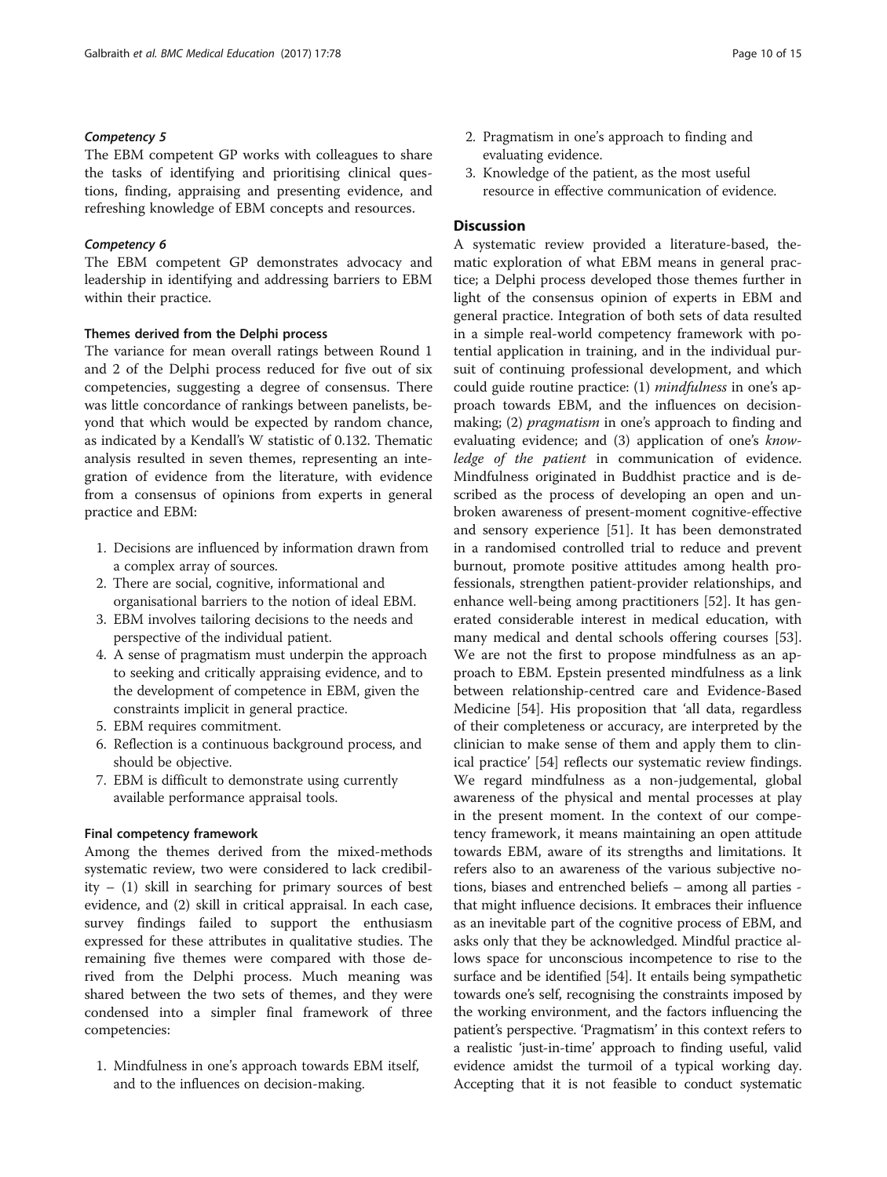#### Competency 5

The EBM competent GP works with colleagues to share the tasks of identifying and prioritising clinical questions, finding, appraising and presenting evidence, and refreshing knowledge of EBM concepts and resources.

#### Competency 6

The EBM competent GP demonstrates advocacy and leadership in identifying and addressing barriers to EBM within their practice.

### Themes derived from the Delphi process

The variance for mean overall ratings between Round 1 and 2 of the Delphi process reduced for five out of six competencies, suggesting a degree of consensus. There was little concordance of rankings between panelists, beyond that which would be expected by random chance, as indicated by a Kendall's W statistic of 0.132. Thematic analysis resulted in seven themes, representing an integration of evidence from the literature, with evidence from a consensus of opinions from experts in general practice and EBM:

1. Decisions are influenced by information drawn from a complex array of sources.
2. There are social, cognitive, informational and organisational barriers to the notion of ideal EBM.
3. EBM involves tailoring decisions to the needs and perspective of the individual patient.
4. A sense of pragmatism must underpin the approach to seeking and critically appraising evidence, and to the development of competence in EBM, given the constraints implicit in general practice.
5. EBM requires commitment.
6. Reflection is a continuous background process, and should be objective.
7. EBM is difficult to demonstrate using currently available performance appraisal tools.

### Final competency framework

Among the themes derived from the mixed-methods systematic review, two were considered to lack credibility – (1) skill in searching for primary sources of best evidence, and (2) skill in critical appraisal. In each case, survey findings failed to support the enthusiasm expressed for these attributes in qualitative studies. The remaining five themes were compared with those derived from the Delphi process. Much meaning was shared between the two sets of themes, and they were condensed into a simpler final framework of three competencies:

1. Mindfulness in one's approach towards EBM itself, and to the influences on decision-making.
2. Pragmatism in one's approach to finding and evaluating evidence.
3. Knowledge of the patient, as the most useful resource in effective communication of evidence.

## Discussion

A systematic review provided a literature-based, thematic exploration of what EBM means in general practice; a Delphi process developed those themes further in light of the consensus opinion of experts in EBM and general practice. Integration of both sets of data resulted in a simple real-world competency framework with potential application in training, and in the individual pursuit of continuing professional development, and which could guide routine practice: (1) *mindfulness* in one's approach towards EBM, and the influences on decision-making; (2) *pragmatism* in one's approach to finding and evaluating evidence; and (3) application of one's *knowledge of the patient* in communication of evidence. Mindfulness originated in Buddhist practice and is described as the process of developing an open and unbroken awareness of present-moment cognitive-effective and sensory experience [51]. It has been demonstrated in a randomised controlled trial to reduce and prevent burnout, promote positive attitudes among health professionals, strengthen patient-provider relationships, and enhance well-being among practitioners [52]. It has generated considerable interest in medical education, with many medical and dental schools offering courses [53]. We are not the first to propose mindfulness as an approach to EBM. Epstein presented mindfulness as a link between relationship-centred care and Evidence-Based Medicine [54]. His proposition that 'all data, regardless of their completeness or accuracy, are interpreted by the clinician to make sense of them and apply them to clinical practice' [54] reflects our systematic review findings. We regard mindfulness as a non-judgemental, global awareness of the physical and mental processes at play in the present moment. In the context of our competency framework, it means maintaining an open attitude towards EBM, aware of its strengths and limitations. It refers also to an awareness of the various subjective notions, biases and entrenched beliefs – among all parties - that might influence decisions. It embraces their influence as an inevitable part of the cognitive process of EBM, and asks only that they be acknowledged. Mindful practice allows space for unconscious incompetence to rise to the surface and be identified [54]. It entails being sympathetic towards one's self, recognising the constraints imposed by the working environment, and the factors influencing the patient's perspective. 'Pragmatism' in this context refers to a realistic 'just-in-time' approach to finding useful, valid evidence amidst the turmoil of a typical working day. Accepting that it is not feasible to conduct systematic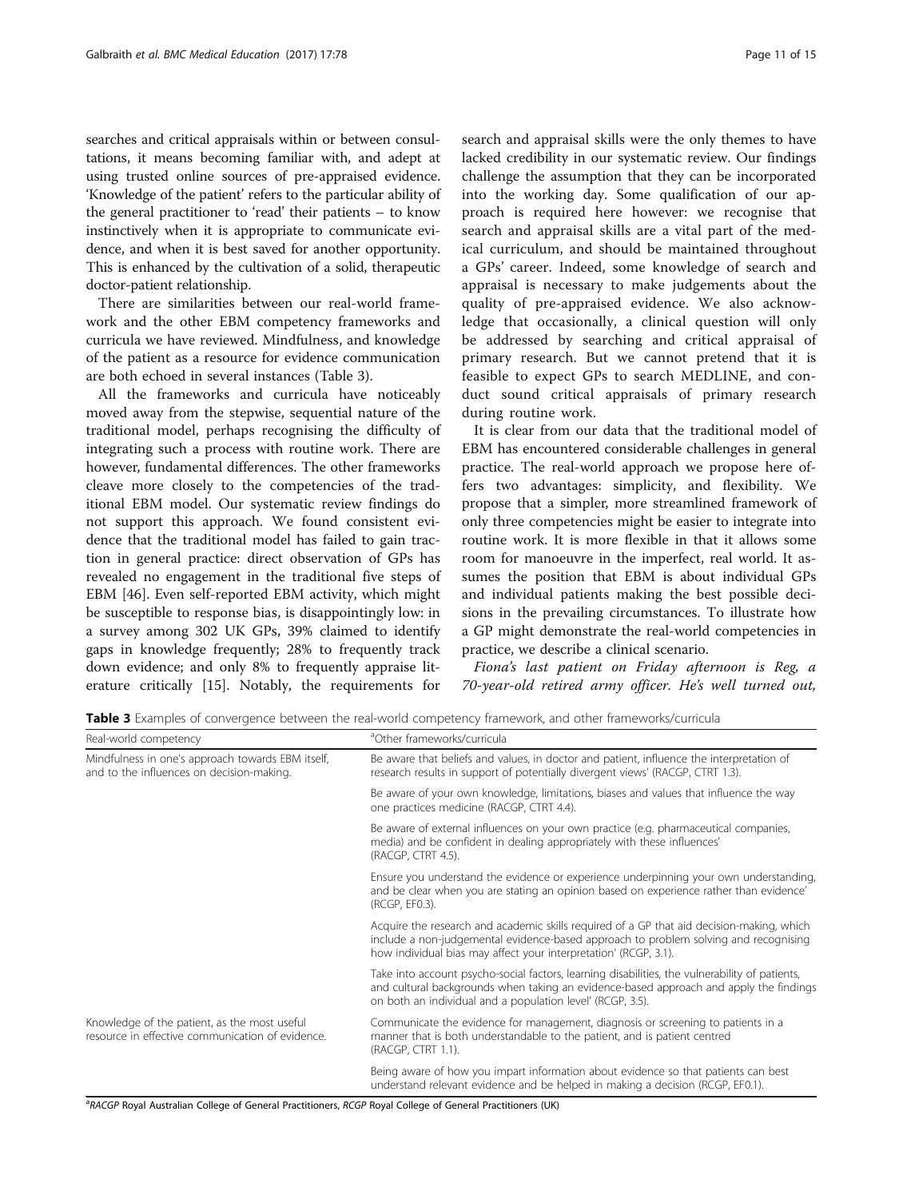searches and critical appraisals within or between consultations, it means becoming familiar with, and adept at using trusted online sources of pre-appraised evidence. 'Knowledge of the patient' refers to the particular ability of the general practitioner to 'read' their patients – to know instinctively when it is appropriate to communicate evidence, and when it is best saved for another opportunity. This is enhanced by the cultivation of a solid, therapeutic doctor-patient relationship.

There are similarities between our real-world framework and the other EBM competency frameworks and curricula we have reviewed. Mindfulness, and knowledge of the patient as a resource for evidence communication are both echoed in several instances (Table 3).

All the frameworks and curricula have noticeably moved away from the stepwise, sequential nature of the traditional model, perhaps recognising the difficulty of integrating such a process with routine work. There are however, fundamental differences. The other frameworks cleave more closely to the competencies of the traditional EBM model. Our systematic review findings do not support this approach. We found consistent evidence that the traditional model has failed to gain traction in general practice: direct observation of GPs has revealed no engagement in the traditional five steps of EBM [46]. Even self-reported EBM activity, which might be susceptible to response bias, is disappointingly low: in a survey among 302 UK GPs, 39% claimed to identify gaps in knowledge frequently; 28% to frequently track down evidence; and only 8% to frequently appraise literature critically [15]. Notably, the requirements for search and appraisal skills were the only themes to have lacked credibility in our systematic review. Our findings challenge the assumption that they can be incorporated into the working day. Some qualification of our approach is required here however: we recognise that search and appraisal skills are a vital part of the medical curriculum, and should be maintained throughout a GPs' career. Indeed, some knowledge of search and appraisal is necessary to make judgements about the quality of pre-appraised evidence. We also acknowledge that occasionally, a clinical question will only be addressed by searching and critical appraisal of primary research. But we cannot pretend that it is feasible to expect GPs to search MEDLINE, and conduct sound critical appraisals of primary research during routine work.

It is clear from our data that the traditional model of EBM has encountered considerable challenges in general practice. The real-world approach we propose here offers two advantages: simplicity, and flexibility. We propose that a simpler, more streamlined framework of only three competencies might be easier to integrate into routine work. It is more flexible in that it allows some room for manoeuvre in the imperfect, real world. It assumes the position that EBM is about individual GPs and individual patients making the best possible decisions in the prevailing circumstances. To illustrate how a GP might demonstrate the real-world competencies in practice, we describe a clinical scenario.

*Fiona's last patient on Friday afternoon is Reg, a 70-year-old retired army officer. He's well turned out,*

**Table 3** Examples of convergence between the real-world competency framework, and other frameworks/curricula

| Real-world competency | [a]Other frameworks/curricula |
|---|---|
| Mindfulness in one's approach towards EBM itself, and to the influences on decision-making. | Be aware that beliefs and values, in doctor and patient, influence the interpretation of research results in support of potentially divergent views' (RACGP, CTRT 1.3). |
| | Be aware of your own knowledge, limitations, biases and values that influence the way one practices medicine (RACGP, CTRT 4.4). |
| | Be aware of external influences on your own practice (e.g. pharmaceutical companies, media) and be confident in dealing appropriately with these influences' (RACGP, CTRT 4.5). |
| | Ensure you understand the evidence or experience underpinning your own understanding, and be clear when you are stating an opinion based on experience rather than evidence' (RCGP, EF0.3). |
| | Acquire the research and academic skills required of a GP that aid decision-making, which include a non-judgemental evidence-based approach to problem solving and recognising how individual bias may affect your interpretation' (RCGP, 3.1). |
| | Take into account psycho-social factors, learning disabilities, the vulnerability of patients, and cultural backgrounds when taking an evidence-based approach and apply the findings on both an individual and a population level' (RCGP, 3.5). |
| Knowledge of the patient, as the most useful resource in effective communication of evidence. | Communicate the evidence for management, diagnosis or screening to patients in a manner that is both understandable to the patient, and is patient centred (RACGP, CTRT 1.1). |
| | Being aware of how you impart information about evidence so that patients can best understand relevant evidence and be helped in making a decision (RCGP, EF0.1). |

[a]*RACGP* Royal Australian College of General Practitioners, *RCGP* Royal College of General Practitioners (UK)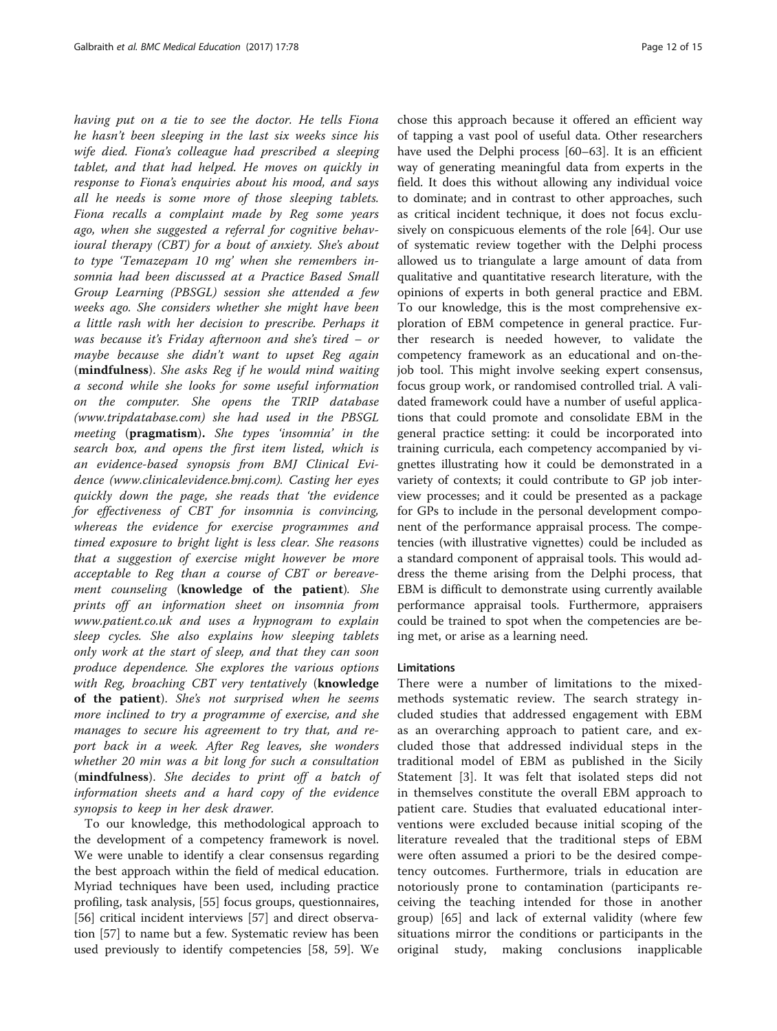*having put on a tie to see the doctor. He tells Fiona he hasn't been sleeping in the last six weeks since his wife died. Fiona's colleague had prescribed a sleeping tablet, and that had helped. He moves on quickly in response to Fiona's enquiries about his mood, and says all he needs is some more of those sleeping tablets. Fiona recalls a complaint made by Reg some years ago, when she suggested a referral for cognitive behavioural therapy (CBT) for a bout of anxiety. She's about to type 'Temazepam 10 mg' when she remembers insomnia had been discussed at a Practice Based Small Group Learning (PBSGL) session she attended a few weeks ago. She considers whether she might have been a little rash with her decision to prescribe. Perhaps it was because it's Friday afternoon and she's tired – or maybe because she didn't want to upset Reg again* (**mindfulness**)*. She asks Reg if he would mind waiting a second while she looks for some useful information on the computer. She opens the TRIP database (www.tripdatabase.com) she had used in the PBSGL meeting* (**pragmatism**)*. She types 'insomnia' in the search box, and opens the first item listed, which is an evidence-based synopsis from BMJ Clinical Evidence (www.clinicalevidence.bmj.com). Casting her eyes quickly down the page, she reads that 'the evidence for effectiveness of CBT for insomnia is convincing, whereas the evidence for exercise programmes and timed exposure to bright light is less clear. She reasons that a suggestion of exercise might however be more acceptable to Reg than a course of CBT or bereavement counseling* (**knowledge of the patient**)*. She prints off an information sheet on insomnia from www.patient.co.uk and uses a hypnogram to explain sleep cycles. She also explains how sleeping tablets only work at the start of sleep, and that they can soon produce dependence. She explores the various options with Reg, broaching CBT very tentatively* (**knowledge of the patient**)*. She's not surprised when he seems more inclined to try a programme of exercise, and she manages to secure his agreement to try that, and report back in a week. After Reg leaves, she wonders whether 20 min was a bit long for such a consultation* (**mindfulness**)*. She decides to print off a batch of information sheets and a hard copy of the evidence synopsis to keep in her desk drawer.*

To our knowledge, this methodological approach to the development of a competency framework is novel. We were unable to identify a clear consensus regarding the best approach within the field of medical education. Myriad techniques have been used, including practice profiling, task analysis, [55] focus groups, questionnaires, [56] critical incident interviews [57] and direct observation [57] to name but a few. Systematic review has been used previously to identify competencies [58, 59]. We chose this approach because it offered an efficient way of tapping a vast pool of useful data. Other researchers have used the Delphi process [60–63]. It is an efficient way of generating meaningful data from experts in the field. It does this without allowing any individual voice to dominate; and in contrast to other approaches, such as critical incident technique, it does not focus exclusively on conspicuous elements of the role [64]. Our use of systematic review together with the Delphi process allowed us to triangulate a large amount of data from qualitative and quantitative research literature, with the opinions of experts in both general practice and EBM. To our knowledge, this is the most comprehensive exploration of EBM competence in general practice. Further research is needed however, to validate the competency framework as an educational and on-the-job tool. This might involve seeking expert consensus, focus group work, or randomised controlled trial. A validated framework could have a number of useful applications that could promote and consolidate EBM in the general practice setting: it could be incorporated into training curricula, each competency accompanied by vignettes illustrating how it could be demonstrated in a variety of contexts; it could contribute to GP job interview processes; and it could be presented as a package for GPs to include in the personal development component of the performance appraisal process. The competencies (with illustrative vignettes) could be included as a standard component of appraisal tools. This would address the theme arising from the Delphi process, that EBM is difficult to demonstrate using currently available performance appraisal tools. Furthermore, appraisers could be trained to spot when the competencies are being met, or arise as a learning need.

### Limitations

There were a number of limitations to the mixed-methods systematic review. The search strategy included studies that addressed engagement with EBM as an overarching approach to patient care, and excluded those that addressed individual steps in the traditional model of EBM as published in the Sicily Statement [3]. It was felt that isolated steps did not in themselves constitute the overall EBM approach to patient care. Studies that evaluated educational interventions were excluded because initial scoping of the literature revealed that the traditional steps of EBM were often assumed a priori to be the desired competency outcomes. Furthermore, trials in education are notoriously prone to contamination (participants receiving the teaching intended for those in another group) [65] and lack of external validity (where few situations mirror the conditions or participants in the original study, making conclusions inapplicable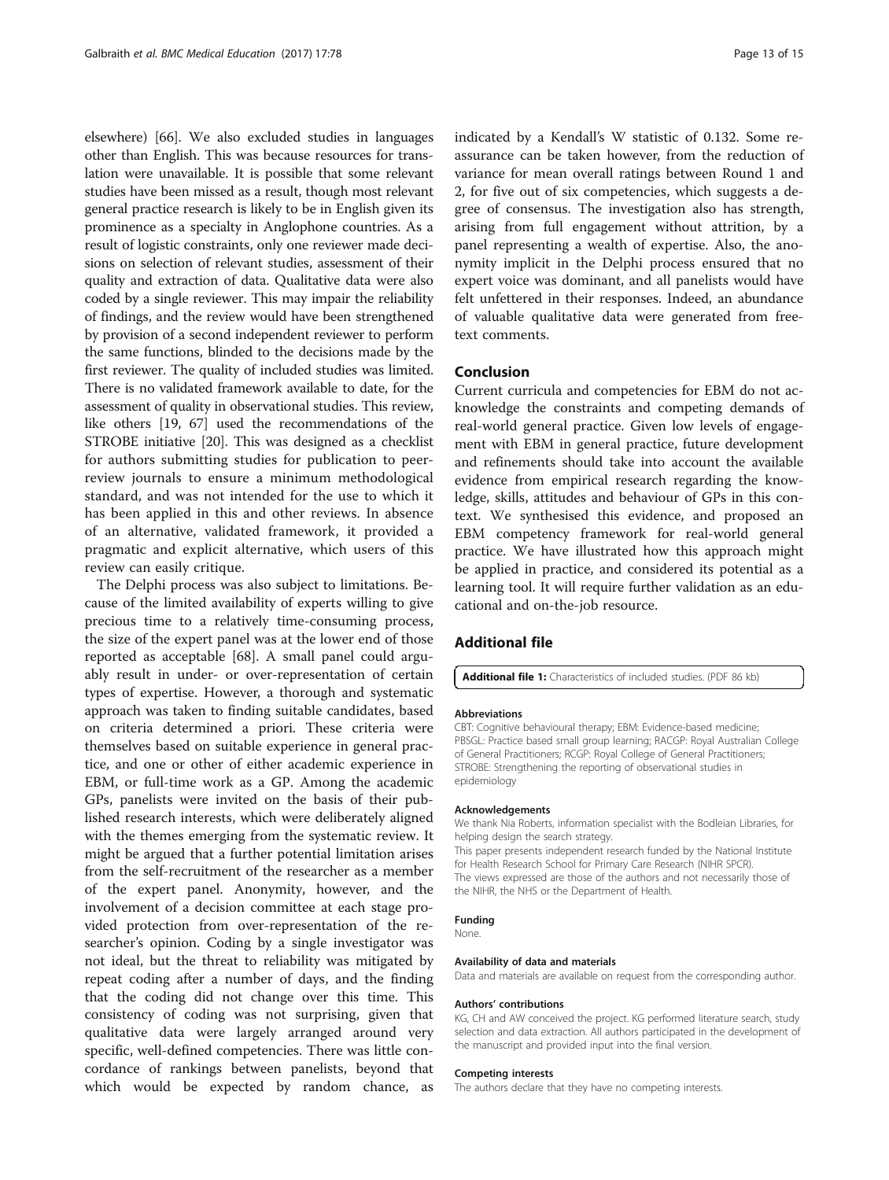elsewhere) [66]. We also excluded studies in languages other than English. This was because resources for translation were unavailable. It is possible that some relevant studies have been missed as a result, though most relevant general practice research is likely to be in English given its prominence as a specialty in Anglophone countries. As a result of logistic constraints, only one reviewer made decisions on selection of relevant studies, assessment of their quality and extraction of data. Qualitative data were also coded by a single reviewer. This may impair the reliability of findings, and the review would have been strengthened by provision of a second independent reviewer to perform the same functions, blinded to the decisions made by the first reviewer. The quality of included studies was limited. There is no validated framework available to date, for the assessment of quality in observational studies. This review, like others [19, 67] used the recommendations of the STROBE initiative [20]. This was designed as a checklist for authors submitting studies for publication to peer-review journals to ensure a minimum methodological standard, and was not intended for the use to which it has been applied in this and other reviews. In absence of an alternative, validated framework, it provided a pragmatic and explicit alternative, which users of this review can easily critique.

The Delphi process was also subject to limitations. Because of the limited availability of experts willing to give precious time to a relatively time-consuming process, the size of the expert panel was at the lower end of those reported as acceptable [68]. A small panel could arguably result in under- or over-representation of certain types of expertise. However, a thorough and systematic approach was taken to finding suitable candidates, based on criteria determined a priori. These criteria were themselves based on suitable experience in general practice, and one or other of either academic experience in EBM, or full-time work as a GP. Among the academic GPs, panelists were invited on the basis of their published research interests, which were deliberately aligned with the themes emerging from the systematic review. It might be argued that a further potential limitation arises from the self-recruitment of the researcher as a member of the expert panel. Anonymity, however, and the involvement of a decision committee at each stage provided protection from over-representation of the researcher's opinion. Coding by a single investigator was not ideal, but the threat to reliability was mitigated by repeat coding after a number of days, and the finding that the coding did not change over this time. This consistency of coding was not surprising, given that qualitative data were largely arranged around very specific, well-defined competencies. There was little concordance of rankings between panelists, beyond that which would be expected by random chance, as indicated by a Kendall's W statistic of 0.132. Some reassurance can be taken however, from the reduction of variance for mean overall ratings between Round 1 and 2, for five out of six competencies, which suggests a degree of consensus. The investigation also has strength, arising from full engagement without attrition, by a panel representing a wealth of expertise. Also, the anonymity implicit in the Delphi process ensured that no expert voice was dominant, and all panelists would have felt unfettered in their responses. Indeed, an abundance of valuable qualitative data were generated from free-text comments.

## Conclusion

Current curricula and competencies for EBM do not acknowledge the constraints and competing demands of real-world general practice. Given low levels of engagement with EBM in general practice, future development and refinements should take into account the available evidence from empirical research regarding the knowledge, skills, attitudes and behaviour of GPs in this context. We synthesised this evidence, and proposed an EBM competency framework for real-world general practice. We have illustrated how this approach might be applied in practice, and considered its potential as a learning tool. It will require further validation as an educational and on-the-job resource.

## Additional file

**Additional file 1:** Characteristics of included studies. (PDF 86 kb)

#### Abbreviations

CBT: Cognitive behavioural therapy; EBM: Evidence-based medicine; PBSGL: Practice based small group learning; RACGP: Royal Australian College of General Practitioners; RCGP: Royal College of General Practitioners; STROBE: Strengthening the reporting of observational studies in epidemiology

#### Acknowledgements

We thank Nia Roberts, information specialist with the Bodleian Libraries, for helping design the search strategy.

This paper presents independent research funded by the National Institute for Health Research School for Primary Care Research (NIHR SPCR). The views expressed are those of the authors and not necessarily those of the NIHR, the NHS or the Department of Health.

#### Funding

None.

#### Availability of data and materials

Data and materials are available on request from the corresponding author.

#### Authors' contributions

KG, CH and AW conceived the project. KG performed literature search, study selection and data extraction. All authors participated in the development of the manuscript and provided input into the final version.

#### Competing interests

The authors declare that they have no competing interests.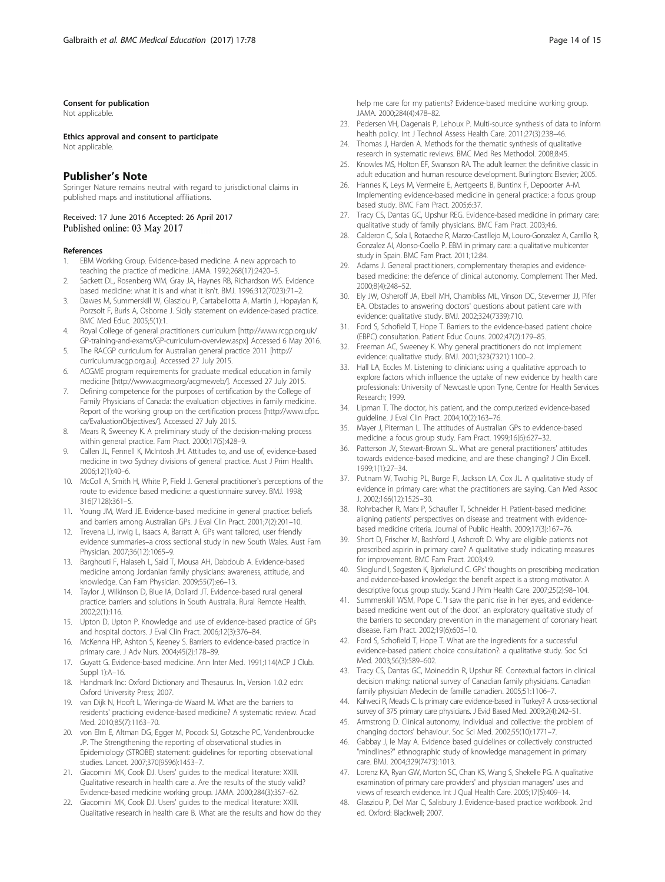#### Consent for publication

Not applicable.

#### Ethics approval and consent to participate

Not applicable.

## Publisher's Note

Springer Nature remains neutral with regard to jurisdictional claims in published maps and institutional affiliations.

Received: 17 June 2016 Accepted: 26 April 2017
Published online: 03 May 2017

#### References

1. EBM Working Group. Evidence-based medicine. A new approach to teaching the practice of medicine. JAMA. 1992;268(17):2420–5.
2. Sackett DL, Rosenberg WM, Gray JA, Haynes RB, Richardson WS. Evidence based medicine: what it is and what it isn't. BMJ. 1996;312(7023):71–2.
3. Dawes M, Summerskill W, Glasziou P, Cartabellotta A, Martin J, Hopayian K, Porzsolt F, Burls A, Osborne J. Sicily statement on evidence-based practice. BMC Med Educ. 2005;5(1):1.
4. Royal College of general practitioners curriculum [http://www.rcgp.org.uk/GP-training-and-exams/GP-curriculum-overview.aspx] Accessed 6 May 2016.
5. The RACGP curriculum for Australian general practice 2011 [http://curriculum.racgp.org.au]. Accessed 27 July 2015.
6. ACGME program requirements for graduate medical education in family medicine [http://www.acgme.org/acgmeweb/]. Accessed 27 July 2015.
7. Defining competence for the purposes of certification by the College of Family Physicians of Canada: the evaluation objectives in family medicine. Report of the working group on the certification process [http://www.cfpc.ca/EvaluationObjectives/]. Accessed 27 July 2015.
8. Mears R, Sweeney K. A preliminary study of the decision-making process within general practice. Fam Pract. 2000;17(5):428–9.
9. Callen JL, Fennell K, McIntosh JH. Attitudes to, and use of, evidence-based medicine in two Sydney divisions of general practice. Aust J Prim Health. 2006;12(1):40–6.
10. McColl A, Smith H, White P, Field J. General practitioner's perceptions of the route to evidence based medicine: a questionnaire survey. BMJ. 1998;316(7128):361–5.
11. Young JM, Ward JE. Evidence-based medicine in general practice: beliefs and barriers among Australian GPs. J Eval Clin Pract. 2001;7(2):201–10.
12. Trevena LJ, Irwig L, Isaacs A, Barratt A. GPs want tailored, user friendly evidence summaries–a cross sectional study in new South Wales. Aust Fam Physician. 2007;36(12):1065–9.
13. Barghouti F, Halaseh L, Said T, Mousa AH, Dabdoub A. Evidence-based medicine among Jordanian family physicians: awareness, attitude, and knowledge. Can Fam Physician. 2009;55(7):e6–13.
14. Taylor J, Wilkinson D, Blue IA, Dollard JT. Evidence-based rural general practice: barriers and solutions in South Australia. Rural Remote Health. 2002;2(1):116.
15. Upton D, Upton P. Knowledge and use of evidence-based practice of GPs and hospital doctors. J Eval Clin Pract. 2006;12(3):376–84.
16. McKenna HP, Ashton S, Keeney S. Barriers to evidence-based practice in primary care. J Adv Nurs. 2004;45(2):178–89.
17. Guyatt G. Evidence-based medicine. Ann Inter Med. 1991;114(ACP J Club. Suppl 1):A–16.
18. Handmark Inc: Oxford Dictionary and Thesaurus. In., Version 1.0.2 edn: Oxford University Press; 2007.
19. van Dijk N, Hooft L, Wieringa-de Waard M. What are the barriers to residents' practicing evidence-based medicine? A systematic review. Acad Med. 2010;85(7):1163–70.
20. von Elm E, Altman DG, Egger M, Pocock SJ, Gotzsche PC, Vandenbroucke JP. The Strengthening the reporting of observational studies in Epidemiology (STROBE) statement: guidelines for reporting observational studies. Lancet. 2007;370(9596):1453–7.
21. Giacomini MK, Cook DJ. Users' guides to the medical literature: XXIII. Qualitative research in health care a. Are the results of the study valid? Evidence-based medicine working group. JAMA. 2000;284(3):357–62.
22. Giacomini MK, Cook DJ. Users' guides to the medical literature: XXIII. Qualitative research in health care B. What are the results and how do they help me care for my patients? Evidence-based medicine working group. JAMA. 2000;284(4):478–82.
23. Pedersen VH, Dagenais P, Lehoux P. Multi-source synthesis of data to inform health policy. Int J Technol Assess Health Care. 2011;27(3):238–46.
24. Thomas J, Harden A. Methods for the thematic synthesis of qualitative research in systematic reviews. BMC Med Res Methodol. 2008;8:45.
25. Knowles MS, Holton EF, Swanson RA. The adult learner: the definitive classic in adult education and human resource development. Burlington: Elsevier; 2005.
26. Hannes K, Leys M, Vermeire E, Aertgeerts B, Buntinx F, Depoorter A-M. Implementing evidence-based medicine in general practice: a focus group based study. BMC Fam Pract. 2005;6:37.
27. Tracy CS, Dantas GC, Upshur REG. Evidence-based medicine in primary care: qualitative study of family physicians. BMC Fam Pract. 2003;4:6.
28. Calderon C, Sola I, Rotaeche R, Marzo-Castillejo M, Louro-Gonzalez A, Carrillo R, Gonzalez AI, Alonso-Coello P. EBM in primary care: a qualitative multicenter study in Spain. BMC Fam Pract. 2011;12:84.
29. Adams J. General practitioners, complementary therapies and evidence-based medicine: the defence of clinical autonomy. Complement Ther Med. 2000;8(4):248–52.
30. Ely JW, Osheroff JA, Ebell MH, Chambliss ML, Vinson DC, Stevermer JJ, Pifer EA. Obstacles to answering doctors' questions about patient care with evidence: qualitative study. BMJ. 2002;324(7339):710.
31. Ford S, Schofield T, Hope T. Barriers to the evidence-based patient choice (EBPC) consultation. Patient Educ Couns. 2002;47(2):179–85.
32. Freeman AC, Sweeney K. Why general practitioners do not implement evidence: qualitative study. BMJ. 2001;323(7321):1100–2.
33. Hall LA, Eccles M. Listening to clinicians: using a qualitative approach to explore factors which influence the uptake of new evidence by health care professionals: University of Newcastle upon Tyne, Centre for Health Services Research; 1999.
34. Lipman T. The doctor, his patient, and the computerized evidence-based guideline. J Eval Clin Pract. 2004;10(2):163–76.
35. Mayer J, Piterman L. The attitudes of Australian GPs to evidence-based medicine: a focus group study. Fam Pract. 1999;16(6):627–32.
36. Patterson JV, Stewart-Brown SL. What are general practitioners' attitudes towards evidence-based medicine, and are these changing? J Clin Excell. 1999;1(1):27–34.
37. Putnam W, Twohig PL, Burge FI, Jackson LA, Cox JL. A qualitative study of evidence in primary care: what the practitioners are saying. Can Med Assoc J. 2002;166(12):1525–30.
38. Rohrbacher R, Marx P, Schaufler T, Schneider H. Patient-based medicine: aligning patients' perspectives on disease and treatment with evidence-based medicine criteria. Journal of Public Health. 2009;17(3):167–76.
39. Short D, Frischer M, Bashford J, Ashcroft D. Why are eligible patients not prescribed aspirin in primary care? A qualitative study indicating measures for improvement. BMC Fam Pract. 2003;4:9.
40. Skoglund I, Segesten K, Bjorkelund C. GPs' thoughts on prescribing medication and evidence-based knowledge: the benefit aspect is a strong motivator. A descriptive focus group study. Scand J Prim Health Care. 2007;25(2):98–104.
41. Summerskill WSM, Pope C. 'I saw the panic rise in her eyes, and evidence-based medicine went out of the door.' an exploratory qualitative study of the barriers to secondary prevention in the management of coronary heart disease. Fam Pract. 2002;19(6):605–10.
42. Ford S, Schofield T, Hope T. What are the ingredients for a successful evidence-based patient choice consultation?: a qualitative study. Soc Sci Med. 2003;56(3):589–602.
43. Tracy CS, Dantas GC, Moineddin R, Upshur RE. Contextual factors in clinical decision making: national survey of Canadian family physicians. Canadian family physician Medecin de famille canadien. 2005;51:1106–7.
44. Kahveci R, Meads C. Is primary care evidence-based in Turkey? A cross-sectional survey of 375 primary care physicians. J Evid Based Med. 2009;2(4):242–51.
45. Armstrong D. Clinical autonomy, individual and collective: the problem of changing doctors' behaviour. Soc Sci Med. 2002;55(10):1771–7.
46. Gabbay J, le May A. Evidence based guidelines or collectively constructed "mindlines?" ethnographic study of knowledge management in primary care. BMJ. 2004;329(7473):1013.
47. Lorenz KA, Ryan GW, Morton SC, Chan KS, Wang S, Shekelle PG. A qualitative examination of primary care providers' and physician managers' uses and views of research evidence. Int J Qual Health Care. 2005;17(5):409–14.
48. Glasziou P, Del Mar C, Salisbury J. Evidence-based practice workbook. 2nd ed. Oxford: Blackwell; 2007.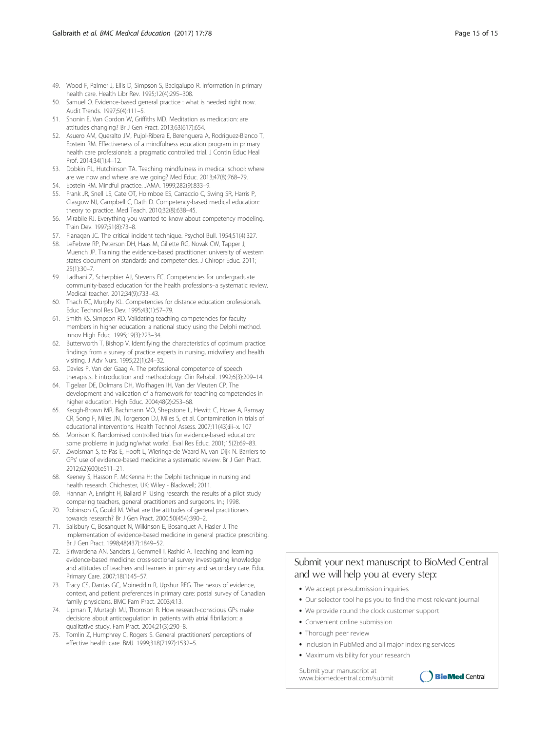49. Wood F, Palmer J, Ellis D, Simpson S, Bacigalupo R. Information in primary health care. Health Libr Rev. 1995;12(4):295–308.
50. Samuel O. Evidence-based general practice : what is needed right now. Audit Trends. 1997;5(4):111–5.
51. Shonin E, Van Gordon W, Griffiths MD. Meditation as medication: are attitudes changing? Br J Gen Pract. 2013;63(617):654.
52. Asuero AM, Queralto JM, Pujol-Ribera E, Berenguera A, Rodriguez-Blanco T, Epstein RM. Effectiveness of a mindfulness education program in primary health care professionals: a pragmatic controlled trial. J Contin Educ Heal Prof. 2014;34(1):4–12.
53. Dobkin PL, Hutchinson TA. Teaching mindfulness in medical school: where are we now and where are we going? Med Educ. 2013;47(8):768–79.
54. Epstein RM. Mindful practice. JAMA. 1999;282(9):833–9.
55. Frank JR, Snell LS, Cate OT, Holmboe ES, Carraccio C, Swing SR, Harris P, Glasgow NJ, Campbell C, Dath D. Competency-based medical education: theory to practice. Med Teach. 2010;32(8):638–45.
56. Mirabile RJ. Everything you wanted to know about competency modeling. Train Dev. 1997;51(8):73–8.
57. Flanagan JC. The critical incident technique. Psychol Bull. 1954;51(4):327.
58. LeFebvre RP, Peterson DH, Haas M, Gillette RG, Novak CW, Tapper J, Muench JP. Training the evidence-based practitioner: university of western states document on standards and competencies. J Chiropr Educ. 2011; 25(1):30–7.
59. Ladhani Z, Scherpbier AJ, Stevens FC. Competencies for undergraduate community-based education for the health professions–a systematic review. Medical teacher. 2012;34(9):733–43.
60. Thach EC, Murphy KL. Competencies for distance education professionals. Educ Technol Res Dev. 1995;43(1):57–79.
61. Smith KS, Simpson RD. Validating teaching competencies for faculty members in higher education: a national study using the Delphi method. Innov High Educ. 1995;19(3):223–34.
62. Butterworth T, Bishop V. Identifying the characteristics of optimum practice: findings from a survey of practice experts in nursing, midwifery and health visiting. J Adv Nurs. 1995;22(1):24–32.
63. Davies P, Van der Gaag A. The professional competence of speech therapists. I: introduction and methodology. Clin Rehabil. 1992;6(3):209–14.
64. Tigelaar DE, Dolmans DH, Wolfhagen IH, Van der Vleuten CP. The development and validation of a framework for teaching competencies in higher education. High Educ. 2004;48(2):253–68.
65. Keogh-Brown MR, Bachmann MO, Shepstone L, Hewitt C, Howe A, Ramsay CR, Song F, Miles JN, Torgerson DJ, Miles S, et al. Contamination in trials of educational interventions. Health Technol Assess. 2007;11(43):iii–x. 107
66. Morrison K. Randomised controlled trials for evidence-based education: some problems in judging'what works'. Eval Res Educ. 2001;15(2):69–83.
67. Zwolsman S, te Pas E, Hooft L, Wieringa-de Waard M, van Dijk N. Barriers to GPs' use of evidence-based medicine: a systematic review. Br J Gen Pract. 2012;62(600):e511–21.
68. Keeney S, Hasson F. McKenna H: the Delphi technique in nursing and health research. Chichester, UK: Wiley - Blackwell; 2011.
69. Hannan A, Enright H, Ballard P: Using research: the results of a pilot study comparing teachers, general practitioners and surgeons. In.; 1998.
70. Robinson G, Gould M. What are the attitudes of general practitioners towards research? Br J Gen Pract. 2000;50(454):390–2.
71. Salisbury C, Bosanquet N, Wilkinson E, Bosanquet A, Hasler J. The implementation of evidence-based medicine in general practice prescribing. Br J Gen Pract. 1998;48(437):1849–52.
72. Siriwardena AN, Sandars J, Gemmell I, Rashid A. Teaching and learning evidence-based medicine: cross-sectional survey investigating knowledge and attitudes of teachers and learners in primary and secondary care. Educ Primary Care. 2007;18(1):45–57.
73. Tracy CS, Dantas GC, Moineddin R, Upshur REG. The nexus of evidence, context, and patient preferences in primary care: postal survey of Canadian family physicians. BMC Fam Pract. 2003;4:13.
74. Lipman T, Murtagh MJ, Thomson R. How research-conscious GPs make decisions about anticoagulation in patients with atrial fibrillation: a qualitative study. Fam Pract. 2004;21(3):290–8.
75. Tomlin Z, Humphrey C, Rogers S. General practitioners' perceptions of effective health care. BMJ. 1999;318(7197):1532–5.

Submit your next manuscript to BioMed Central and we will help you at every step:

- We accept pre-submission inquiries
- Our selector tool helps you to find the most relevant journal
- We provide round the clock customer support
- Convenient online submission
- Thorough peer review
- Inclusion in PubMed and all major indexing services
- Maximum visibility for your research

Submit your manuscript at www.biomedcentral.com/submit

BioMed Central